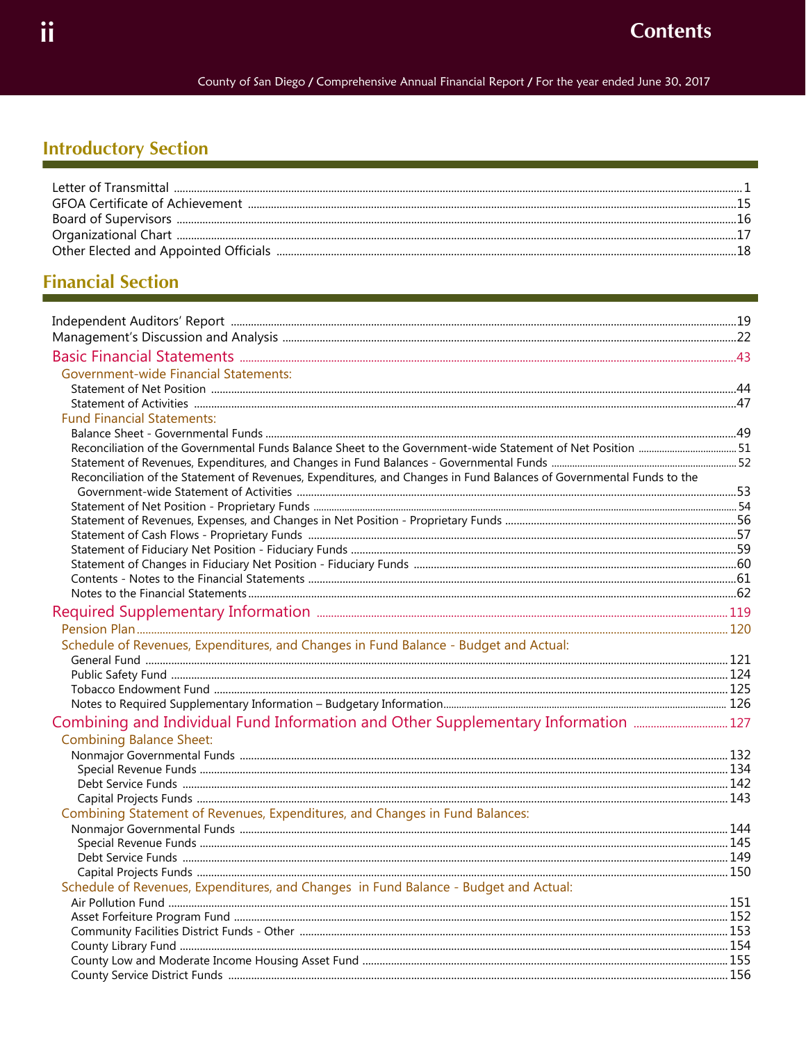# Contents

County of San Diego / Comprehensive Annual Financial Report / For the year ended June 30, 2017

## Introductory Section

Letter of Transmittal ..... 1
GFOA Certificate of Achievement ..... 15
Board of Supervisors ..... 16
Organizational Chart ..... 17
Other Elected and Appointed Officials ..... 18

## Financial Section

Independent Auditors' Report ..... 19
Management's Discussion and Analysis ..... 22

### Basic Financial Statements ..... 43

Government-wide Financial Statements:

- Statement of Net Position ..... 44
- Statement of Activities ..... 47

Fund Financial Statements:

- Balance Sheet - Governmental Funds ..... 49
- Reconciliation of the Governmental Funds Balance Sheet to the Government-wide Statement of Net Position ..... 51
- Statement of Revenues, Expenditures, and Changes in Fund Balances - Governmental Funds ..... 52
- Reconciliation of the Statement of Revenues, Expenditures, and Changes in Fund Balances of Governmental Funds to the Government-wide Statement of Activities ..... 53
- Statement of Net Position - Proprietary Funds ..... 54
- Statement of Revenues, Expenses, and Changes in Net Position - Proprietary Funds ..... 56
- Statement of Cash Flows - Proprietary Funds ..... 57
- Statement of Fiduciary Net Position - Fiduciary Funds ..... 59
- Statement of Changes in Fiduciary Net Position - Fiduciary Funds ..... 60
- Contents - Notes to the Financial Statements ..... 61
- Notes to the Financial Statements ..... 62

### Required Supplementary Information ..... 119

Pension Plan ..... 120

Schedule of Revenues, Expenditures, and Changes in Fund Balance - Budget and Actual:

- General Fund ..... 121
- Public Safety Fund ..... 124
- Tobacco Endowment Fund ..... 125
- Notes to Required Supplementary Information – Budgetary Information ..... 126

### Combining and Individual Fund Information and Other Supplementary Information ..... 127

Combining Balance Sheet:

- Nonmajor Governmental Funds ..... 132
  - Special Revenue Funds ..... 134
  - Debt Service Funds ..... 142
  - Capital Projects Funds ..... 143

Combining Statement of Revenues, Expenditures, and Changes in Fund Balances:

- Nonmajor Governmental Funds ..... 144
  - Special Revenue Funds ..... 145
  - Debt Service Funds ..... 149
  - Capital Projects Funds ..... 150

Schedule of Revenues, Expenditures, and Changes in Fund Balance - Budget and Actual:

- Air Pollution Fund ..... 151
- Asset Forfeiture Program Fund ..... 152
- Community Facilities District Funds - Other ..... 153
- County Library Fund ..... 154
- County Low and Moderate Income Housing Asset Fund ..... 155
- County Service District Funds ..... 156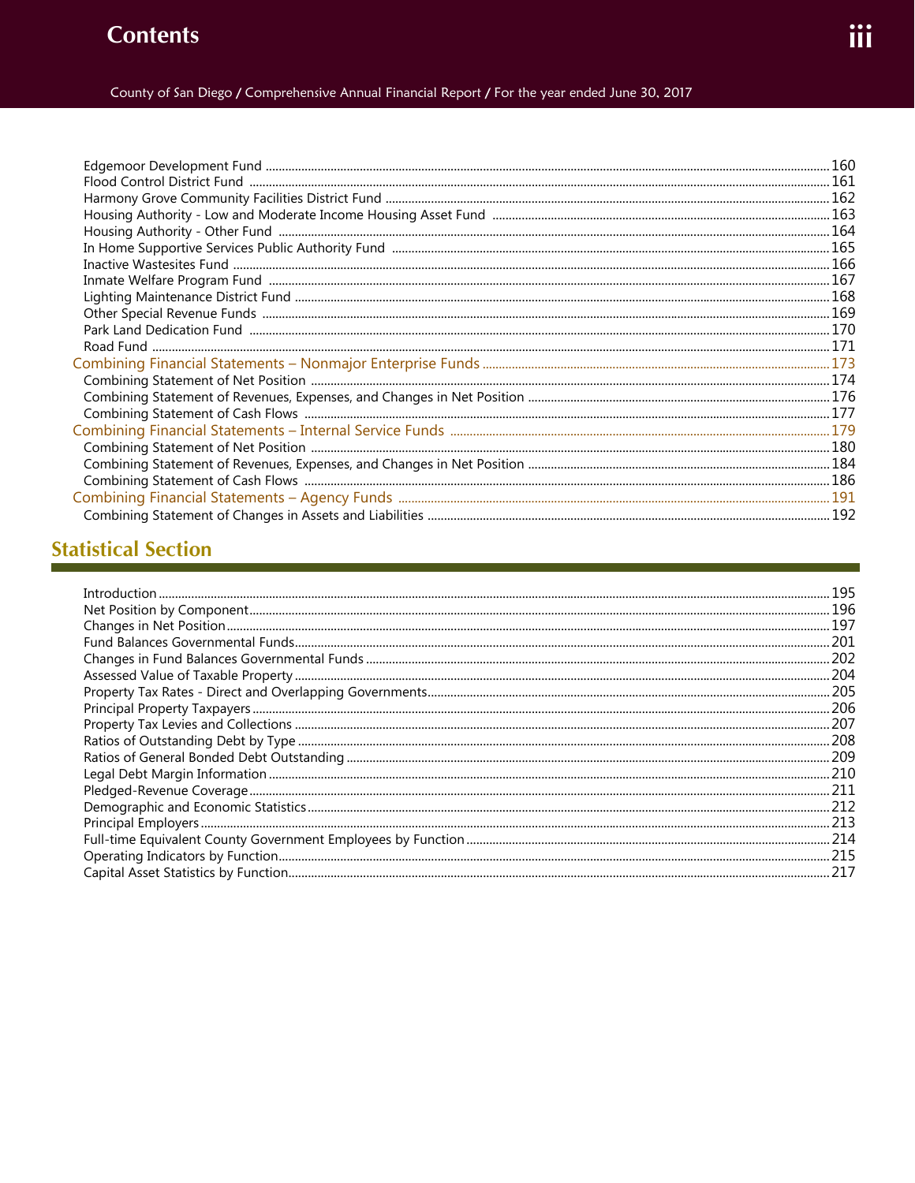# Contents

Edgemoor Development Fund ........ 160
Flood Control District Fund ........ 161
Harmony Grove Community Facilities District Fund ........ 162
Housing Authority - Low and Moderate Income Housing Asset Fund ........ 163
Housing Authority - Other Fund ........ 164
In Home Supportive Services Public Authority Fund ........ 165
Inactive Wastesites Fund ........ 166
Inmate Welfare Program Fund ........ 167
Lighting Maintenance District Fund ........ 168
Other Special Revenue Funds ........ 169
Park Land Dedication Fund ........ 170
Road Fund ........ 171

Combining Financial Statements – Nonmajor Enterprise Funds ........ 173
Combining Statement of Net Position ........ 174
Combining Statement of Revenues, Expenses, and Changes in Net Position ........ 176
Combining Statement of Cash Flows ........ 177

Combining Financial Statements – Internal Service Funds ........ 179
Combining Statement of Net Position ........ 180
Combining Statement of Revenues, Expenses, and Changes in Net Position ........ 184
Combining Statement of Cash Flows ........ 186

Combining Financial Statements – Agency Funds ........ 191
Combining Statement of Changes in Assets and Liabilities ........ 192

## Statistical Section

Introduction ........ 195
Net Position by Component ........ 196
Changes in Net Position ........ 197
Fund Balances Governmental Funds ........ 201
Changes in Fund Balances Governmental Funds ........ 202
Assessed Value of Taxable Property ........ 204
Property Tax Rates - Direct and Overlapping Governments ........ 205
Principal Property Taxpayers ........ 206
Property Tax Levies and Collections ........ 207
Ratios of Outstanding Debt by Type ........ 208
Ratios of General Bonded Debt Outstanding ........ 209
Legal Debt Margin Information ........ 210
Pledged-Revenue Coverage ........ 211
Demographic and Economic Statistics ........ 212
Principal Employers ........ 213
Full-time Equivalent County Government Employees by Function ........ 214
Operating Indicators by Function ........ 215
Capital Asset Statistics by Function ........ 217